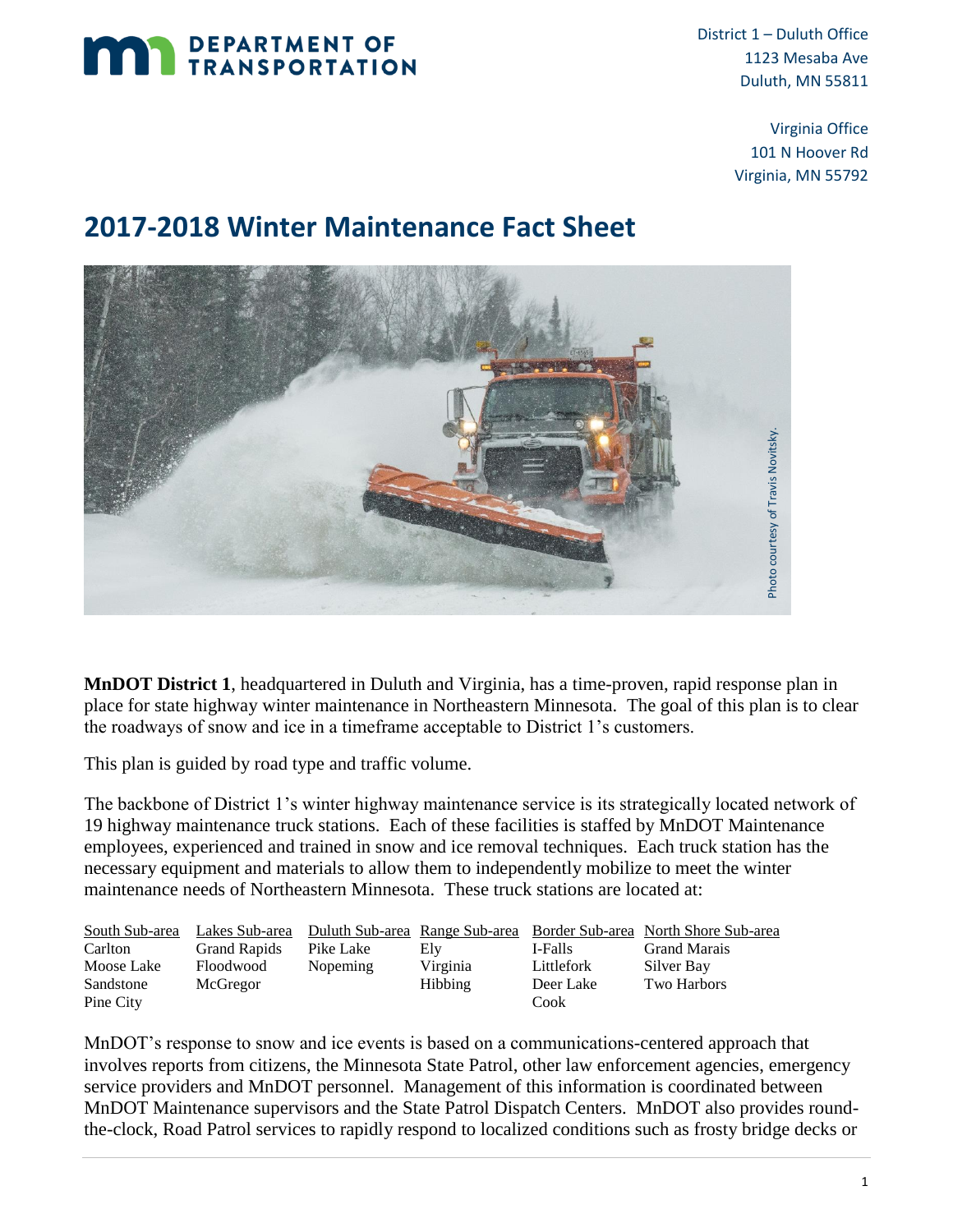District 1 – Duluth Office
1123 Mesaba Ave
Duluth, MN 55811

Virginia Office
101 N Hoover Rd
Virginia, MN 55792

# 2017-2018 Winter Maintenance Fact Sheet

Photo courtesy of Travis Novitsky.

**MnDOT District 1**, headquartered in Duluth and Virginia, has a time-proven, rapid response plan in place for state highway winter maintenance in Northeastern Minnesota. The goal of this plan is to clear the roadways of snow and ice in a timeframe acceptable to District 1's customers.

This plan is guided by road type and traffic volume.

The backbone of District 1's winter highway maintenance service is its strategically located network of 19 highway maintenance truck stations. Each of these facilities is staffed by MnDOT Maintenance employees, experienced and trained in snow and ice removal techniques. Each truck station has the necessary equipment and materials to allow them to independently mobilize to meet the winter maintenance needs of Northeastern Minnesota. These truck stations are located at:

| South Sub-area | Lakes Sub-area | Duluth Sub-area | Range Sub-area | Border Sub-area | North Shore Sub-area |
|---|---|---|---|---|---|
| Carlton | Grand Rapids | Pike Lake | Ely | I-Falls | Grand Marais |
| Moose Lake | Floodwood | Nopeming | Virginia | Littlefork | Silver Bay |
| Sandstone | McGregor | | Hibbing | Deer Lake | Two Harbors |
| Pine City | | | | Cook | |

MnDOT's response to snow and ice events is based on a communications-centered approach that involves reports from citizens, the Minnesota State Patrol, other law enforcement agencies, emergency service providers and MnDOT personnel. Management of this information is coordinated between MnDOT Maintenance supervisors and the State Patrol Dispatch Centers. MnDOT also provides round-the-clock, Road Patrol services to rapidly respond to localized conditions such as frosty bridge decks or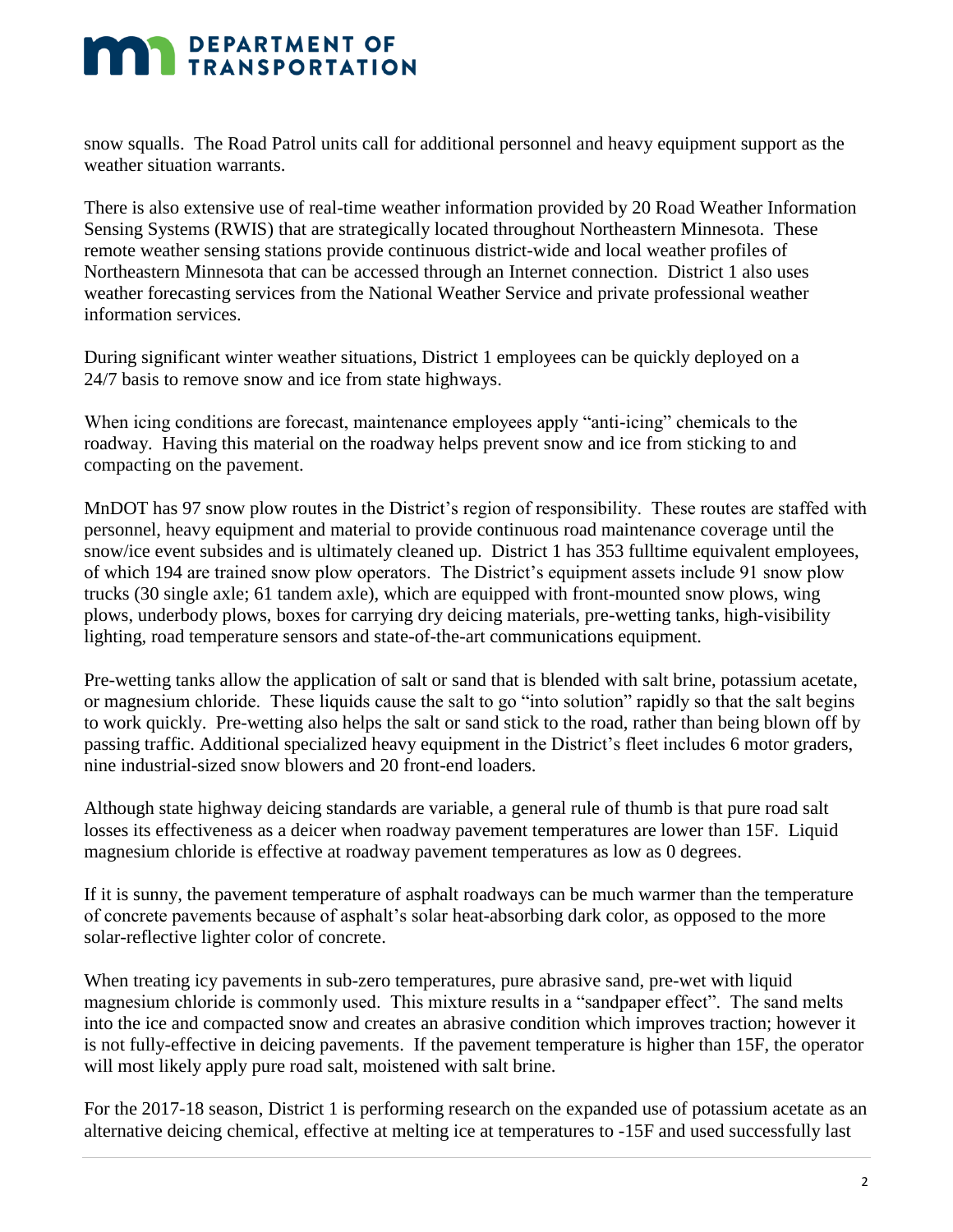snow squalls. The Road Patrol units call for additional personnel and heavy equipment support as the weather situation warrants.

There is also extensive use of real-time weather information provided by 20 Road Weather Information Sensing Systems (RWIS) that are strategically located throughout Northeastern Minnesota. These remote weather sensing stations provide continuous district-wide and local weather profiles of Northeastern Minnesota that can be accessed through an Internet connection. District 1 also uses weather forecasting services from the National Weather Service and private professional weather information services.

During significant winter weather situations, District 1 employees can be quickly deployed on a 24/7 basis to remove snow and ice from state highways.

When icing conditions are forecast, maintenance employees apply "anti-icing" chemicals to the roadway. Having this material on the roadway helps prevent snow and ice from sticking to and compacting on the pavement.

MnDOT has 97 snow plow routes in the District's region of responsibility. These routes are staffed with personnel, heavy equipment and material to provide continuous road maintenance coverage until the snow/ice event subsides and is ultimately cleaned up. District 1 has 353 fulltime equivalent employees, of which 194 are trained snow plow operators. The District's equipment assets include 91 snow plow trucks (30 single axle; 61 tandem axle), which are equipped with front-mounted snow plows, wing plows, underbody plows, boxes for carrying dry deicing materials, pre-wetting tanks, high-visibility lighting, road temperature sensors and state-of-the-art communications equipment.

Pre-wetting tanks allow the application of salt or sand that is blended with salt brine, potassium acetate, or magnesium chloride. These liquids cause the salt to go "into solution" rapidly so that the salt begins to work quickly. Pre-wetting also helps the salt or sand stick to the road, rather than being blown off by passing traffic. Additional specialized heavy equipment in the District's fleet includes 6 motor graders, nine industrial-sized snow blowers and 20 front-end loaders.

Although state highway deicing standards are variable, a general rule of thumb is that pure road salt losses its effectiveness as a deicer when roadway pavement temperatures are lower than 15F. Liquid magnesium chloride is effective at roadway pavement temperatures as low as 0 degrees.

If it is sunny, the pavement temperature of asphalt roadways can be much warmer than the temperature of concrete pavements because of asphalt's solar heat-absorbing dark color, as opposed to the more solar-reflective lighter color of concrete.

When treating icy pavements in sub-zero temperatures, pure abrasive sand, pre-wet with liquid magnesium chloride is commonly used. This mixture results in a "sandpaper effect". The sand melts into the ice and compacted snow and creates an abrasive condition which improves traction; however it is not fully-effective in deicing pavements. If the pavement temperature is higher than 15F, the operator will most likely apply pure road salt, moistened with salt brine.

For the 2017-18 season, District 1 is performing research on the expanded use of potassium acetate as an alternative deicing chemical, effective at melting ice at temperatures to -15F and used successfully last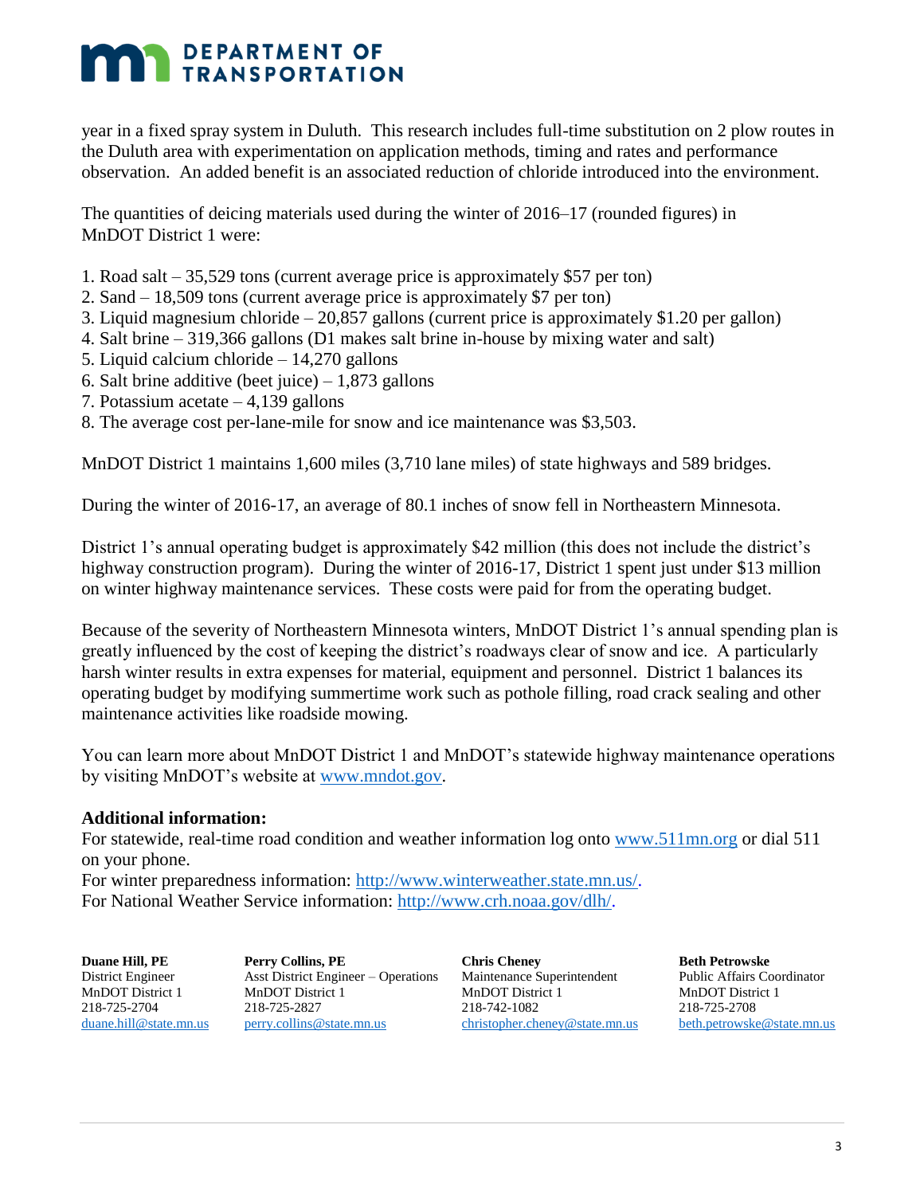year in a fixed spray system in Duluth. This research includes full-time substitution on 2 plow routes in the Duluth area with experimentation on application methods, timing and rates and performance observation. An added benefit is an associated reduction of chloride introduced into the environment.

The quantities of deicing materials used during the winter of 2016–17 (rounded figures) in MnDOT District 1 were:

1. Road salt – 35,529 tons (current average price is approximately $57 per ton)
2. Sand – 18,509 tons (current average price is approximately $7 per ton)
3. Liquid magnesium chloride – 20,857 gallons (current price is approximately $1.20 per gallon)
4. Salt brine – 319,366 gallons (D1 makes salt brine in-house by mixing water and salt)
5. Liquid calcium chloride – 14,270 gallons
6. Salt brine additive (beet juice) – 1,873 gallons
7. Potassium acetate – 4,139 gallons
8. The average cost per-lane-mile for snow and ice maintenance was $3,503.

MnDOT District 1 maintains 1,600 miles (3,710 lane miles) of state highways and 589 bridges.

During the winter of 2016-17, an average of 80.1 inches of snow fell in Northeastern Minnesota.

District 1's annual operating budget is approximately $42 million (this does not include the district's highway construction program). During the winter of 2016-17, District 1 spent just under $13 million on winter highway maintenance services. These costs were paid for from the operating budget.

Because of the severity of Northeastern Minnesota winters, MnDOT District 1's annual spending plan is greatly influenced by the cost of keeping the district's roadways clear of snow and ice. A particularly harsh winter results in extra expenses for material, equipment and personnel. District 1 balances its operating budget by modifying summertime work such as pothole filling, road crack sealing and other maintenance activities like roadside mowing.

You can learn more about MnDOT District 1 and MnDOT's statewide highway maintenance operations by visiting MnDOT's website at www.mndot.gov.

**Additional information:**

For statewide, real-time road condition and weather information log onto www.511mn.org or dial 511 on your phone.
For winter preparedness information: http://www.winterweather.state.mn.us/.
For National Weather Service information: http://www.crh.noaa.gov/dlh/.

**Duane Hill, PE**
District Engineer
MnDOT District 1
218-725-2704
duane.hill@state.mn.us

**Perry Collins, PE**
Asst District Engineer – Operations
MnDOT District 1
218-725-2827
perry.collins@state.mn.us

**Chris Cheney**
Maintenance Superintendent
MnDOT District 1
218-742-1082
christopher.cheney@state.mn.us

**Beth Petrowske**
Public Affairs Coordinator
MnDOT District 1
218-725-2708
beth.petrowske@state.mn.us